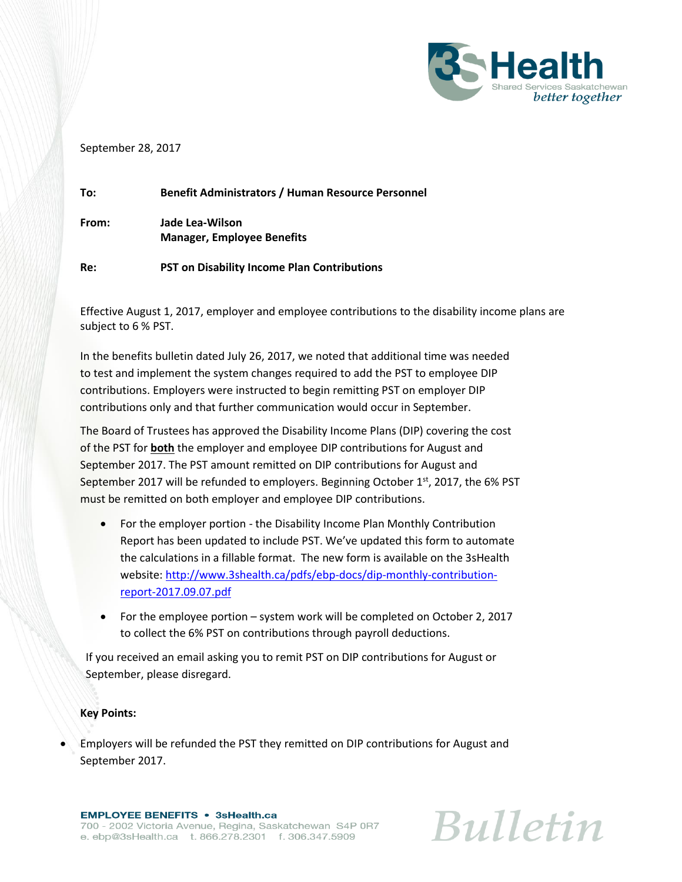September 28, 2017

**To:** **Benefit Administrators / Human Resource Personnel**

**From:** **Jade Lea-Wilson**
**Manager, Employee Benefits**

**Re:** **PST on Disability Income Plan Contributions**

Effective August 1, 2017, employer and employee contributions to the disability income plans are subject to 6 % PST.

In the benefits bulletin dated July 26, 2017, we noted that additional time was needed to test and implement the system changes required to add the PST to employee DIP contributions. Employers were instructed to begin remitting PST on employer DIP contributions only and that further communication would occur in September.

The Board of Trustees has approved the Disability Income Plans (DIP) covering the cost of the PST for **both** the employer and employee DIP contributions for August and September 2017. The PST amount remitted on DIP contributions for August and September 2017 will be refunded to employers. Beginning October 1st, 2017, the 6% PST must be remitted on both employer and employee DIP contributions.

- For the employer portion - the Disability Income Plan Monthly Contribution Report has been updated to include PST. We've updated this form to automate the calculations in a fillable format. The new form is available on the 3sHealth website: http://www.3shealth.ca/pdfs/ebp-docs/dip-monthly-contribution-report-2017.09.07.pdf
- For the employee portion – system work will be completed on October 2, 2017 to collect the 6% PST on contributions through payroll deductions.

If you received an email asking you to remit PST on DIP contributions for August or September, please disregard.

**Key Points:**

- Employers will be refunded the PST they remitted on DIP contributions for August and September 2017.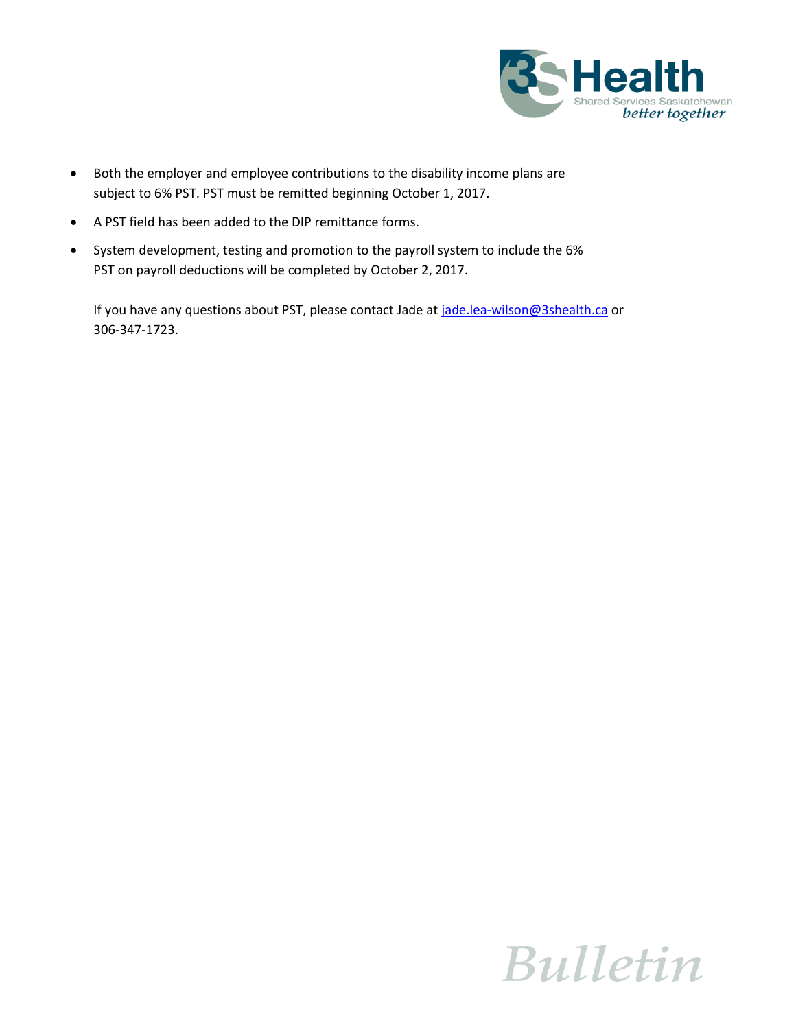- Both the employer and employee contributions to the disability income plans are subject to 6% PST. PST must be remitted beginning October 1, 2017.
- A PST field has been added to the DIP remittance forms.
- System development, testing and promotion to the payroll system to include the 6% PST on payroll deductions will be completed by October 2, 2017.

If you have any questions about PST, please contact Jade at jade.lea-wilson@3shealth.ca or 306-347-1723.